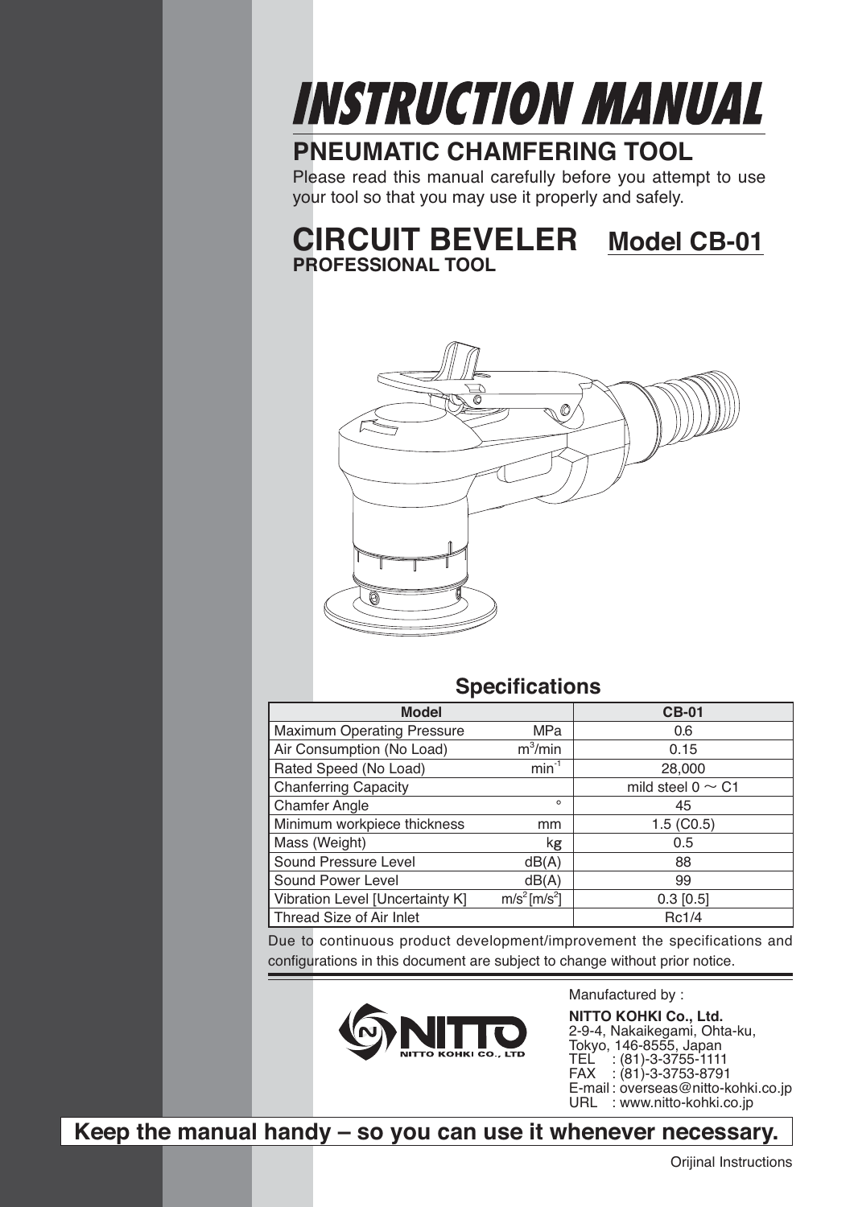# INSTRUCTION MANUAL

## PNEUMATIC CHAMFERING TOOL

Please read this manual carefully before you attempt to use your tool so that you may use it properly and safely.

## CIRCUIT BEVELER Model CB-01

**PROFESSIONAL TOOL**

### Specifications

| Model | | CB-01 |
|---|---|---|
| Maximum Operating Pressure | MPa | 0.6 |
| Air Consumption (No Load) | $m^3$/min | 0.15 |
| Rated Speed (No Load) | $min^{-1}$ | 28,000 |
| Chanferring Capacity | | mild steel 0 ~ C1 |
| Chamfer Angle | ° | 45 |
| Minimum workpiece thickness | mm | 1.5 (C0.5) |
| Mass (Weight) | kg | 0.5 |
| Sound Pressure Level | dB(A) | 88 |
| Sound Power Level | dB(A) | 99 |
| Vibration Level [Uncertainty K] | $m/s^2$ [$m/s^2$] | 0.3 [0.5] |
| Thread Size of Air Inlet | | Rc1/4 |

Due to continuous product development/improvement the specifications and configurations in this document are subject to change without prior notice.

NITTO KOHKI CO., LTD

Manufactured by :

**NITTO KOHKI Co., Ltd.**
2-9-4, Nakaikegami, Ohta-ku,
Tokyo, 146-8555, Japan
TEL : (81)-3-3755-1111
FAX : (81)-3-3753-8791
E-mail : overseas@nitto-kohki.co.jp
URL : www.nitto-kohki.co.jp

**Keep the manual handy – so you can use it whenever necessary.**

Orijinal Instructions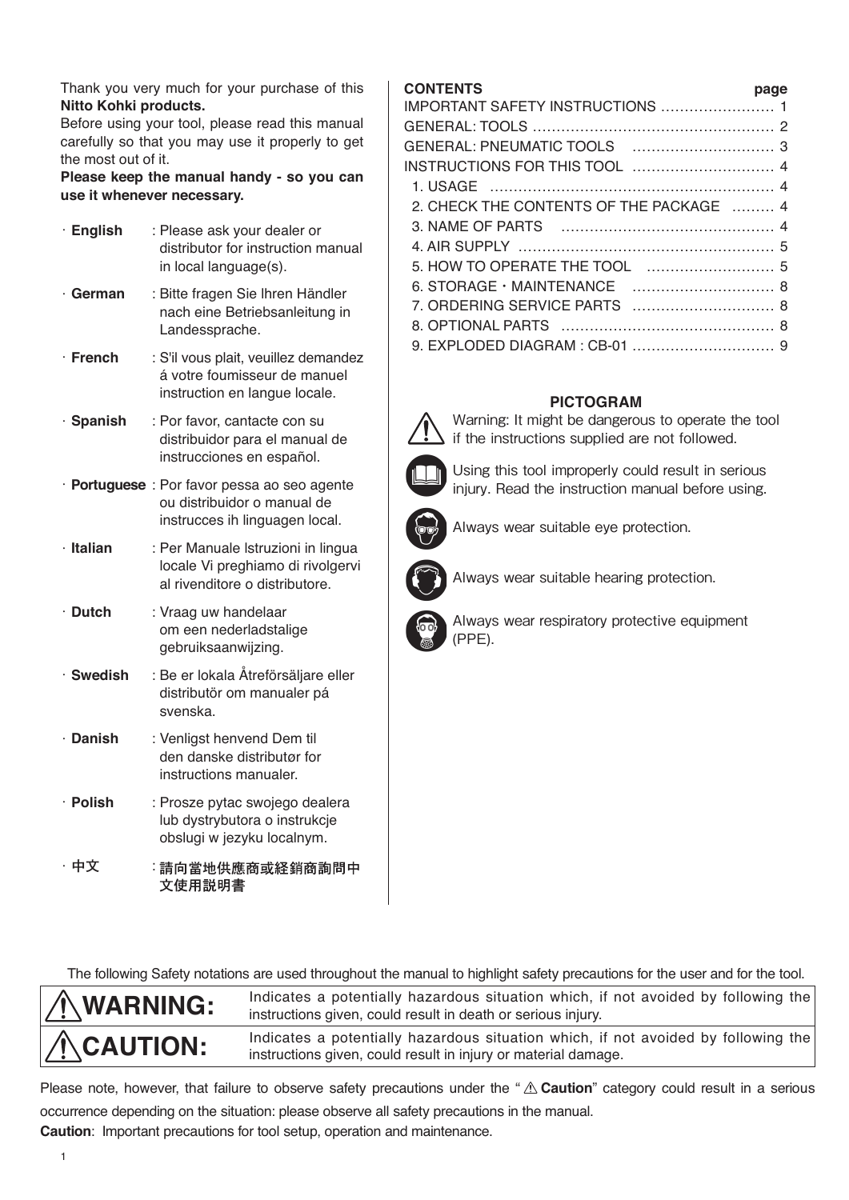Thank you very much for your purchase of this **Nitto Kohki products.**
Before using your tool, please read this manual carefully so that you may use it properly to get the most out of it.
**Please keep the manual handy - so you can use it whenever necessary.**

- **English** : Please ask your dealer or distributor for instruction manual in local language(s).
- **German** : Bitte fragen Sie Ihren Händler nach eine Betriebsanleitung in Landessprache.
- **French** : S'il vous plait, veuillez demandez á votre foumisseur de manuel instruction en langue locale.
- **Spanish** : Por favor, cantacte con su distribuidor para el manual de instrucciones en español.
- **Portuguese** : Por favor pessa ao seo agente ou distribuidor o manual de instrucces ih linguagen local.
- **Italian** : Per Manuale lstruzioni in lingua locale Vi preghiamo di rivolgervi al rivenditore o distributore.
- **Dutch** : Vraag uw handelaar om een nederladstalige gebruiksaanwijzing.
- **Swedish** : Be er lokala Åtreförsäljare eller distributör om manualer pá svenska.
- **Danish** : Venligst henvend Dem til den danske distributør for instructions manualer.
- **Polish** : Prosze pytac swojego dealera lub dystrybutora o instrukcje obslugi w jezyku localnym.
- **中文** : 請向當地供應商或経銷商詢問中文使用説明書

| CONTENTS | page |
|---|---|
| IMPORTANT SAFETY INSTRUCTIONS | 1 |
| GENERAL: TOOLS | 2 |
| GENERAL: PNEUMATIC TOOLS | 3 |
| INSTRUCTIONS FOR THIS TOOL | 4 |
| 1. USAGE | 4 |
| 2. CHECK THE CONTENTS OF THE PACKAGE | 4 |
| 3. NAME OF PARTS | 4 |
| 4. AIR SUPPLY | 5 |
| 5. HOW TO OPERATE THE TOOL | 5 |
| 6. STORAGE・MAINTENANCE | 8 |
| 7. ORDERING SERVICE PARTS | 8 |
| 8. OPTIONAL PARTS | 8 |
| 9. EXPLODED DIAGRAM : CB-01 | 9 |

**PICTOGRAM**

Warning: It might be dangerous to operate the tool if the instructions supplied are not followed.

Using this tool improperly could result in serious injury. Read the instruction manual before using.

Always wear suitable eye protection.

Always wear suitable hearing protection.

Always wear respiratory protective equipment (PPE).

The following Safety notations are used throughout the manual to highlight safety precautions for the user and for the tool.

| | |
|---|---|
| ⚠**WARNING:** | Indicates a potentially hazardous situation which, if not avoided by following the instructions given, could result in death or serious injury. |
| ⚠**CAUTION:** | Indicates a potentially hazardous situation which, if not avoided by following the instructions given, could result in injury or material damage. |

Please note, however, that failure to observe safety precautions under the "⚠ **Caution**" category could result in a serious occurrence depending on the situation: please observe all safety precautions in the manual.

**Caution**: Important precautions for tool setup, operation and maintenance.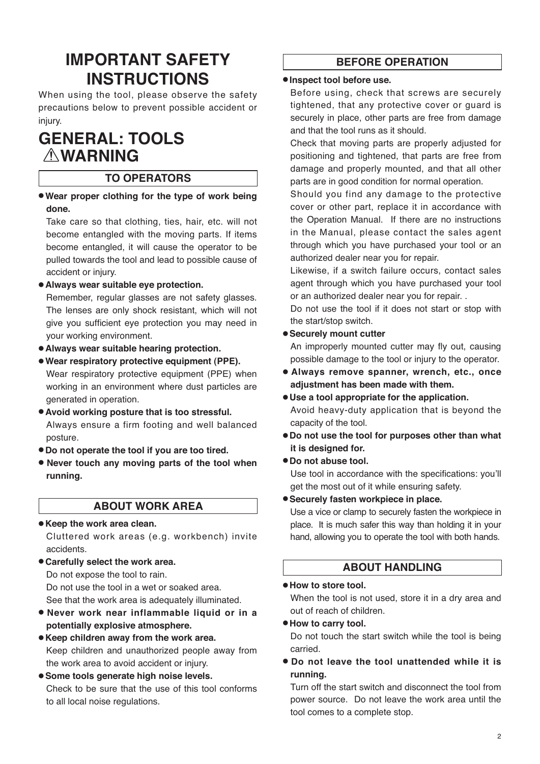# IMPORTANT SAFETY INSTRUCTIONS

When using the tool, please observe the safety precautions below to prevent possible accident or injury.

# GENERAL: TOOLS ⚠WARNING

## TO OPERATORS

- **Wear proper clothing for the type of work being done.**
  Take care so that clothing, ties, hair, etc. will not become entangled with the moving parts. If items become entangled, it will cause the operator to be pulled towards the tool and lead to possible cause of accident or injury.
- **Always wear suitable eye protection.**
  Remember, regular glasses are not safety glasses. The lenses are only shock resistant, which will not give you sufficient eye protection you may need in your working environment.
- **Always wear suitable hearing protection.**
- **Wear respiratory protective equipment (PPE).**
  Wear respiratory protective equipment (PPE) when working in an environment where dust particles are generated in operation.
- **Avoid working posture that is too stressful.**
  Always ensure a firm footing and well balanced posture.
- **Do not operate the tool if you are too tired.**
- **Never touch any moving parts of the tool when running.**

## ABOUT WORK AREA

- **Keep the work area clean.**
  Cluttered work areas (e.g. workbench) invite accidents.
- **Carefully select the work area.**
  Do not expose the tool to rain.
  Do not use the tool in a wet or soaked area.
  See that the work area is adequately illuminated.
- **Never work near inflammable liquid or in a potentially explosive atmosphere.**
- **Keep children away from the work area.**
  Keep children and unauthorized people away from the work area to avoid accident or injury.
- **Some tools generate high noise levels.**
  Check to be sure that the use of this tool conforms to all local noise regulations.

## BEFORE OPERATION

- **Inspect tool before use.**
  Before using, check that screws are securely tightened, that any protective cover or guard is securely in place, other parts are free from damage and that the tool runs as it should.
  Check that moving parts are properly adjusted for positioning and tightened, that parts are free from damage and properly mounted, and that all other parts are in good condition for normal operation.
  Should you find any damage to the protective cover or other part, replace it in accordance with the Operation Manual. If there are no instructions in the Manual, please contact the sales agent through which you have purchased your tool or an authorized dealer near you for repair.
  Likewise, if a switch failure occurs, contact sales agent through which you have purchased your tool or an authorized dealer near you for repair. .
  Do not use the tool if it does not start or stop with the start/stop switch.
- **Securely mount cutter**
  An improperly mounted cutter may fly out, causing possible damage to the tool or injury to the operator.
- **Always remove spanner, wrench, etc., once adjustment has been made with them.**
- **Use a tool appropriate for the application.**
  Avoid heavy-duty application that is beyond the capacity of the tool.
- **Do not use the tool for purposes other than what it is designed for.**
- **Do not abuse tool.**
  Use tool in accordance with the specifications: you'll get the most out of it while ensuring safety.
- **Securely fasten workpiece in place.**
  Use a vice or clamp to securely fasten the workpiece in place. It is much safer this way than holding it in your hand, allowing you to operate the tool with both hands.

## ABOUT HANDLING

- **How to store tool.**
  When the tool is not used, store it in a dry area and out of reach of children.
- **How to carry tool.**
  Do not touch the start switch while the tool is being carried.
- **Do not leave the tool unattended while it is running.**
  Turn off the start switch and disconnect the tool from power source. Do not leave the work area until the tool comes to a complete stop.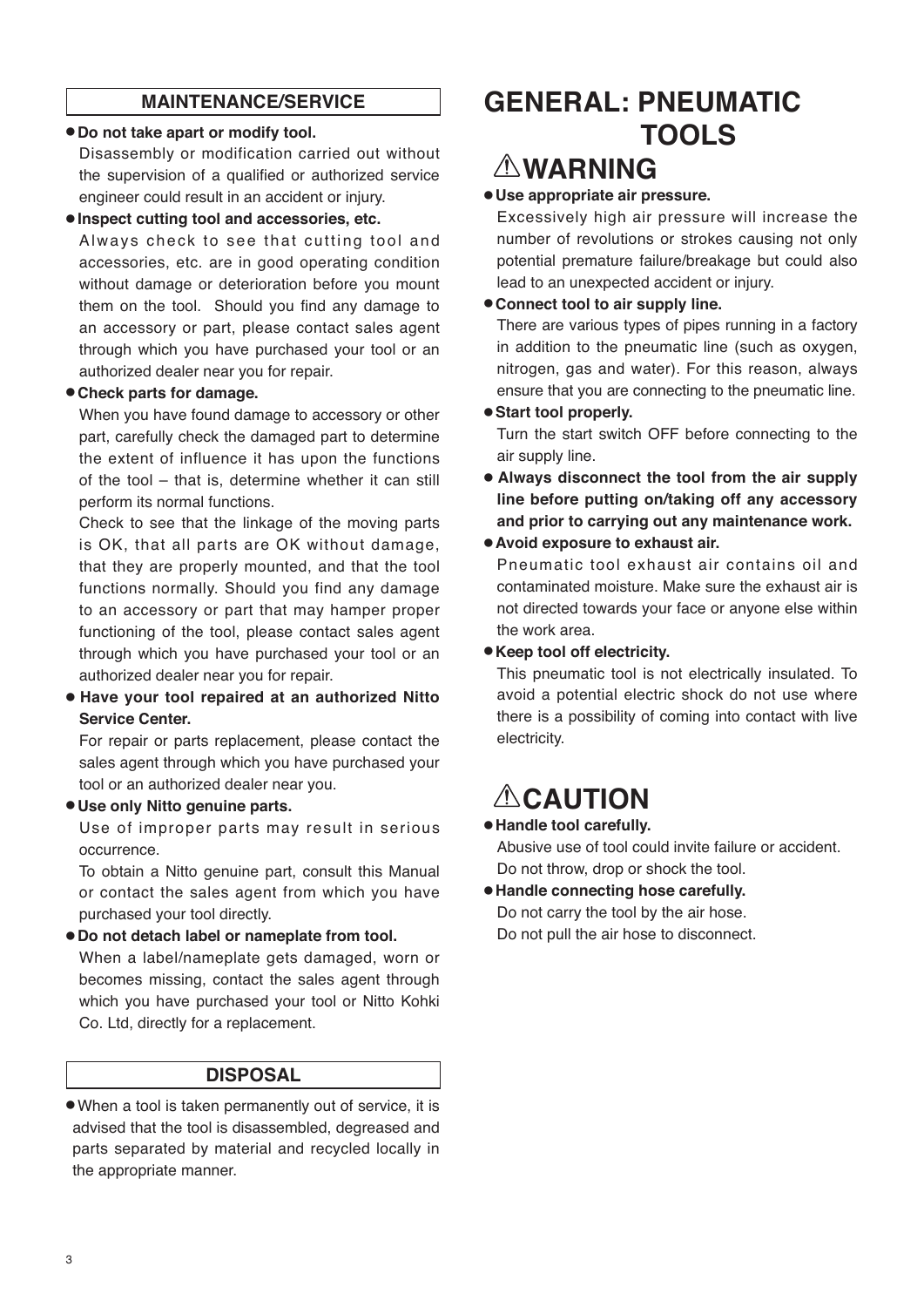## MAINTENANCE/SERVICE

- **Do not take apart or modify tool.**
  Disassembly or modification carried out without the supervision of a qualified or authorized service engineer could result in an accident or injury.
- **Inspect cutting tool and accessories, etc.**
  Always check to see that cutting tool and accessories, etc. are in good operating condition without damage or deterioration before you mount them on the tool. Should you find any damage to an accessory or part, please contact sales agent through which you have purchased your tool or an authorized dealer near you for repair.
- **Check parts for damage.**
  When you have found damage to accessory or other part, carefully check the damaged part to determine the extent of influence it has upon the functions of the tool – that is, determine whether it can still perform its normal functions.
  Check to see that the linkage of the moving parts is OK, that all parts are OK without damage, that they are properly mounted, and that the tool functions normally. Should you find any damage to an accessory or part that may hamper proper functioning of the tool, please contact sales agent through which you have purchased your tool or an authorized dealer near you for repair.
- **Have your tool repaired at an authorized Nitto Service Center.**
  For repair or parts replacement, please contact the sales agent through which you have purchased your tool or an authorized dealer near you.
- **Use only Nitto genuine parts.**
  Use of improper parts may result in serious occurrence.
  To obtain a Nitto genuine part, consult this Manual or contact the sales agent from which you have purchased your tool directly.
- **Do not detach label or nameplate from tool.**
  When a label/nameplate gets damaged, worn or becomes missing, contact the sales agent through which you have purchased your tool or Nitto Kohki Co. Ltd, directly for a replacement.

## DISPOSAL

- When a tool is taken permanently out of service, it is advised that the tool is disassembled, degreased and parts separated by material and recycled locally in the appropriate manner.

# GENERAL: PNEUMATIC TOOLS

## ⚠WARNING

- **Use appropriate air pressure.**
  Excessively high air pressure will increase the number of revolutions or strokes causing not only potential premature failure/breakage but could also lead to an unexpected accident or injury.
- **Connect tool to air supply line.**
  There are various types of pipes running in a factory in addition to the pneumatic line (such as oxygen, nitrogen, gas and water). For this reason, always ensure that you are connecting to the pneumatic line.
- **Start tool properly.**
  Turn the start switch OFF before connecting to the air supply line.
- **Always disconnect the tool from the air supply line before putting on/taking off any accessory and prior to carrying out any maintenance work.**
- **Avoid exposure to exhaust air.**
  Pneumatic tool exhaust air contains oil and contaminated moisture. Make sure the exhaust air is not directed towards your face or anyone else within the work area.
- **Keep tool off electricity.**
  This pneumatic tool is not electrically insulated. To avoid a potential electric shock do not use where there is a possibility of coming into contact with live electricity.

## ⚠CAUTION

- **Handle tool carefully.**
  Abusive use of tool could invite failure or accident.
  Do not throw, drop or shock the tool.
- **Handle connecting hose carefully.**
  Do not carry the tool by the air hose.
  Do not pull the air hose to disconnect.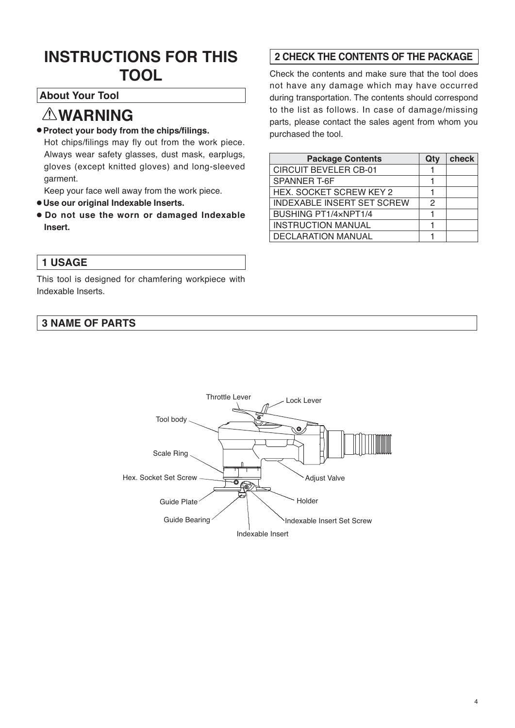# INSTRUCTIONS FOR THIS TOOL

## About Your Tool

## ⚠WARNING

- **Protect your body from the chips/filings.**
  Hot chips/filings may fly out from the work piece. Always wear safety glasses, dust mask, earplugs, gloves (except knitted gloves) and long-sleeved garment.
  Keep your face well away from the work piece.
- **Use our original Indexable Inserts.**
- **Do not use the worn or damaged Indexable Insert.**

## 1 USAGE

This tool is designed for chamfering workpiece with Indexable Inserts.

## 2 CHECK THE CONTENTS OF THE PACKAGE

Check the contents and make sure that the tool does not have any damage which may have occurred during transportation. The contents should correspond to the list as follows. In case of damage/missing parts, please contact the sales agent from whom you purchased the tool.

| Package Contents | Qty | check |
|---|---|---|
| CIRCUIT BEVELER CB-01 | 1 | |
| SPANNER T-6F | 1 | |
| HEX. SOCKET SCREW KEY 2 | 1 | |
| INDEXABLE INSERT SET SCREW | 2 | |
| BUSHING PT1/4×NPT1/4 | 1 | |
| INSTRUCTION MANUAL | 1 | |
| DECLARATION MANUAL | 1 | |

## 3 NAME OF PARTS

Throttle Lever, Lock Lever, Tool body, Scale Ring, Hex. Socket Set Screw, Adjust Valve, Guide Plate, Holder, Guide Bearing, Indexable Insert Set Screw, Indexable Insert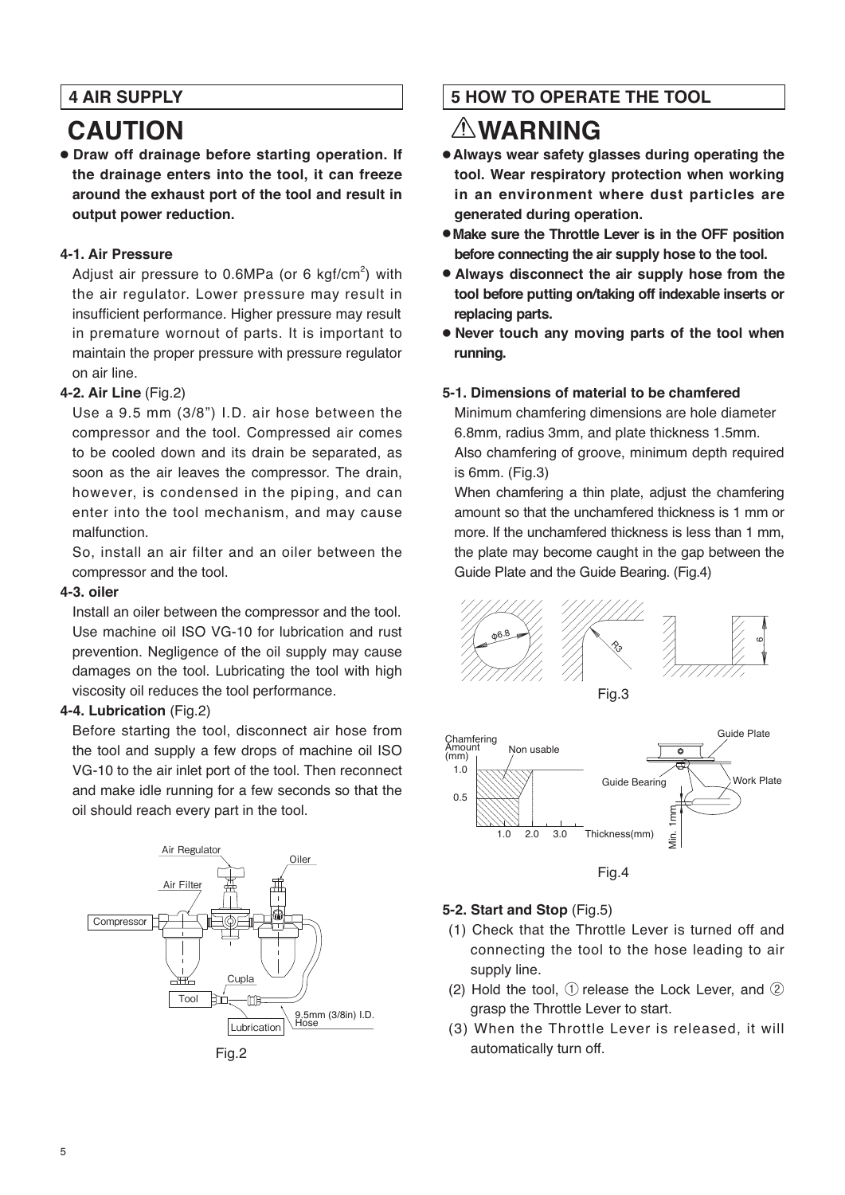## 4 AIR SUPPLY

# CAUTION

- **Draw off drainage before starting operation. If the drainage enters into the tool, it can freeze around the exhaust port of the tool and result in output power reduction.**

### 4-1. Air Pressure

Adjust air pressure to 0.6MPa (or 6 kgf/cm$^2$) with the air regulator. Lower pressure may result in insufficient performance. Higher pressure may result in premature wornout of parts. It is important to maintain the proper pressure with pressure regulator on air line.

### 4-2. Air Line (Fig.2)

Use a 9.5 mm (3/8") I.D. air hose between the compressor and the tool. Compressed air comes to be cooled down and its drain be separated, as soon as the air leaves the compressor. The drain, however, is condensed in the piping, and can enter into the tool mechanism, and may cause malfunction.

So, install an air filter and an oiler between the compressor and the tool.

### 4-3. oiler

Install an oiler between the compressor and the tool. Use machine oil ISO VG-10 for lubrication and rust prevention. Negligence of the oil supply may cause damages on the tool. Lubricating the tool with high viscosity oil reduces the tool performance.

### 4-4. Lubrication (Fig.2)

Before starting the tool, disconnect air hose from the tool and supply a few drops of machine oil ISO VG-10 to the air inlet port of the tool. Then reconnect and make idle running for a few seconds so that the oil should reach every part in the tool.

Air Regulator, Air Filter, Oiler, Compressor, Cupla, Tool, Lubrication, 9.5mm (3/8in) I.D. Hose

Fig.2

## 5 HOW TO OPERATE THE TOOL

# ⚠WARNING

- **Always wear safety glasses during operating the tool. Wear respiratory protection when working in an environment where dust particles are generated during operation.**
- **Make sure the Throttle Lever is in the OFF position before connecting the air supply hose to the tool.**
- **Always disconnect the air supply hose from the tool before putting on/taking off indexable inserts or replacing parts.**
- **Never touch any moving parts of the tool when running.**

### 5-1. Dimensions of material to be chamfered

Minimum chamfering dimensions are hole diameter 6.8mm, radius 3mm, and plate thickness 1.5mm.
Also chamfering of groove, minimum depth required is 6mm. (Fig.3)

When chamfering a thin plate, adjust the chamfering amount so that the unchamfered thickness is 1 mm or more. If the unchamfered thickness is less than 1 mm, the plate may become caught in the gap between the Guide Plate and the Guide Bearing. (Fig.4)

φ6.8, R3, 6

Fig.3

Chamfering Amount (mm), Non usable, 1.0, 0.5, 1.0, 2.0, 3.0, Thickness(mm), Guide Plate, Guide Bearing, Work Plate, Min. 1mm

Fig.4

### 5-2. Start and Stop (Fig.5)

(1) Check that the Throttle Lever is turned off and connecting the tool to the hose leading to air supply line.

(2) Hold the tool, ① release the Lock Lever, and ② grasp the Throttle Lever to start.

(3) When the Throttle Lever is released, it will automatically turn off.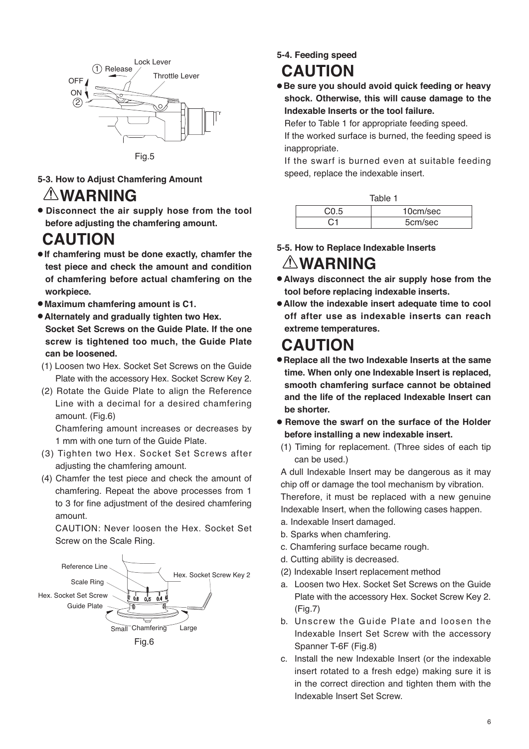Fig.5

### 5-3. How to Adjust Chamfering Amount

## ⚠WARNING

- **Disconnect the air supply hose from the tool before adjusting the chamfering amount.**

## CAUTION

- **If chamfering must be done exactly, chamfer the test piece and check the amount and condition of chamfering before actual chamfering on the workpiece.**
- **Maximum chamfering amount is C1.**
- **Alternately and gradually tighten two Hex. Socket Set Screws on the Guide Plate. If the one screw is tightened too much, the Guide Plate can be loosened.**

(1) Loosen two Hex. Socket Set Screws on the Guide Plate with the accessory Hex. Socket Screw Key 2.

(2) Rotate the Guide Plate to align the Reference Line with a decimal for a desired chamfering amount. (Fig.6)

Chamfering amount increases or decreases by 1 mm with one turn of the Guide Plate.

(3) Tighten two Hex. Socket Set Screws after adjusting the chamfering amount.

(4) Chamfer the test piece and check the amount of chamfering. Repeat the above processes from 1 to 3 for fine adjustment of the desired chamfering amount.

CAUTION: Never loosen the Hex. Socket Set Screw on the Scale Ring.

Fig.6

### 5-4. Feeding speed

## CAUTION

- **Be sure you should avoid quick feeding or heavy shock. Otherwise, this will cause damage to the Indexable Inserts or the tool failure.**

Refer to Table 1 for appropriate feeding speed.

If the worked surface is burned, the feeding speed is inappropriate.

If the swarf is burned even at suitable feeding speed, replace the indexable insert.

Table 1

| C0.5 | 10cm/sec |
|---|---|
| C1 | 5cm/sec |

### 5-5. How to Replace Indexable Inserts

## ⚠WARNING

- **Always disconnect the air supply hose from the tool before replacing indexable inserts.**
- **Allow the indexable insert adequate time to cool off after use as indexable inserts can reach extreme temperatures.**

## CAUTION

- **Replace all the two Indexable Inserts at the same time. When only one Indexable Insert is replaced, smooth chamfering surface cannot be obtained and the life of the replaced Indexable Insert can be shorter.**
- **Remove the swarf on the surface of the Holder before installing a new indexable insert.**

(1) Timing for replacement. (Three sides of each tip can be used.)

A dull Indexable Insert may be dangerous as it may chip off or damage the tool mechanism by vibration.

Therefore, it must be replaced with a new genuine Indexable Insert, when the following cases happen.

a. Indexable Insert damaged.

b. Sparks when chamfering.

c. Chamfering surface became rough.

d. Cutting ability is decreased.

(2) Indexable Insert replacement method

a. Loosen two Hex. Socket Set Screws on the Guide Plate with the accessory Hex. Socket Screw Key 2. (Fig.7)

b. Unscrew the Guide Plate and loosen the Indexable Insert Set Screw with the accessory Spanner T-6F (Fig.8)

c. Install the new Indexable Insert (or the indexable insert rotated to a fresh edge) making sure it is in the correct direction and tighten them with the Indexable Insert Set Screw.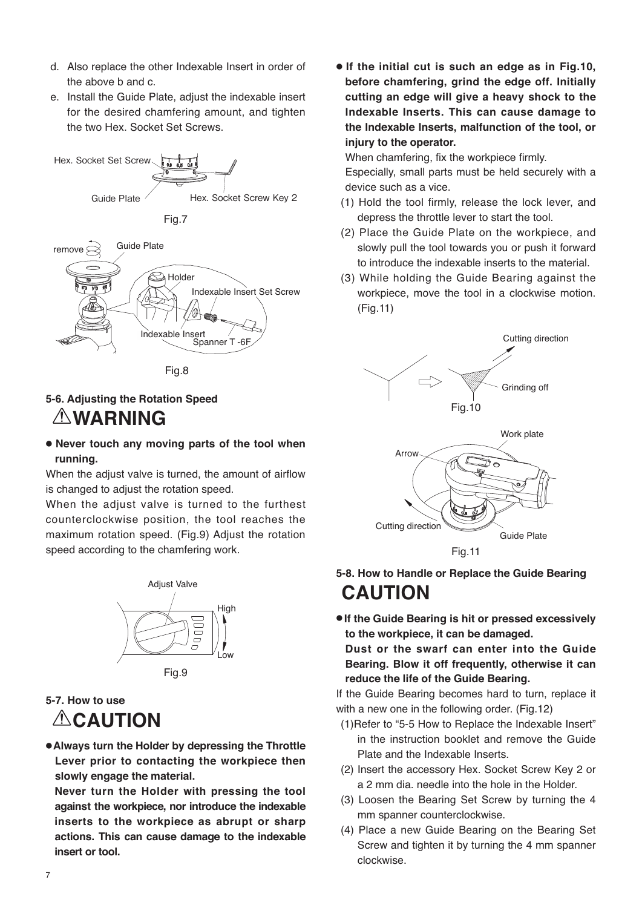d. Also replace the other Indexable Insert in order of the above b and c.

e. Install the Guide Plate, adjust the indexable insert for the desired chamfering amount, and tighten the two Hex. Socket Set Screws.

Hex. Socket Set Screw

Guide Plate

Hex. Socket Screw Key 2

Fig.7

remove

Guide Plate

Holder

Indexable Insert Set Screw

Indexable Insert

Spanner T -6F

Fig.8

### 5-6. Adjusting the Rotation Speed

## ⚠WARNING

- **Never touch any moving parts of the tool when running.**

When the adjust valve is turned, the amount of airflow is changed to adjust the rotation speed.

When the adjust valve is turned to the furthest counterclockwise position, the tool reaches the maximum rotation speed. (Fig.9) Adjust the rotation speed according to the chamfering work.

Adjust Valve

High

Low

Fig.9

### 5-7. How to use

## ⚠CAUTION

- **Always turn the Holder by depressing the Throttle Lever prior to contacting the workpiece then slowly engage the material.**

  **Never turn the Holder with pressing the tool against the workpiece, nor introduce the indexable inserts to the workpiece as abrupt or sharp actions. This can cause damage to the indexable insert or tool.**

- **If the initial cut is such an edge as in Fig.10, before chamfering, grind the edge off. Initially cutting an edge will give a heavy shock to the Indexable Inserts. This can cause damage to the Indexable Inserts, malfunction of the tool, or injury to the operator.**

  When chamfering, fix the workpiece firmly.

  Especially, small parts must be held securely with a device such as a vice.

(1) Hold the tool firmly, release the lock lever, and depress the throttle lever to start the tool.

(2) Place the Guide Plate on the workpiece, and slowly pull the tool towards you or push it forward to introduce the indexable inserts to the material.

(3) While holding the Guide Bearing against the workpiece, move the tool in a clockwise motion. (Fig.11)

Cutting direction

Grinding off

Fig.10

Work plate

Arrow

Cutting direction

Guide Plate

Fig.11

### 5-8. How to Handle or Replace the Guide Bearing

## CAUTION

- **If the Guide Bearing is hit or pressed excessively to the workpiece, it can be damaged.**

  **Dust or the swarf can enter into the Guide Bearing. Blow it off frequently, otherwise it can reduce the life of the Guide Bearing.**

If the Guide Bearing becomes hard to turn, replace it with a new one in the following order. (Fig.12)

(1)Refer to "5-5 How to Replace the Indexable Insert" in the instruction booklet and remove the Guide Plate and the Indexable Inserts.

(2) Insert the accessory Hex. Socket Screw Key 2 or a 2 mm dia. needle into the hole in the Holder.

(3) Loosen the Bearing Set Screw by turning the 4 mm spanner counterclockwise.

(4) Place a new Guide Bearing on the Bearing Set Screw and tighten it by turning the 4 mm spanner clockwise.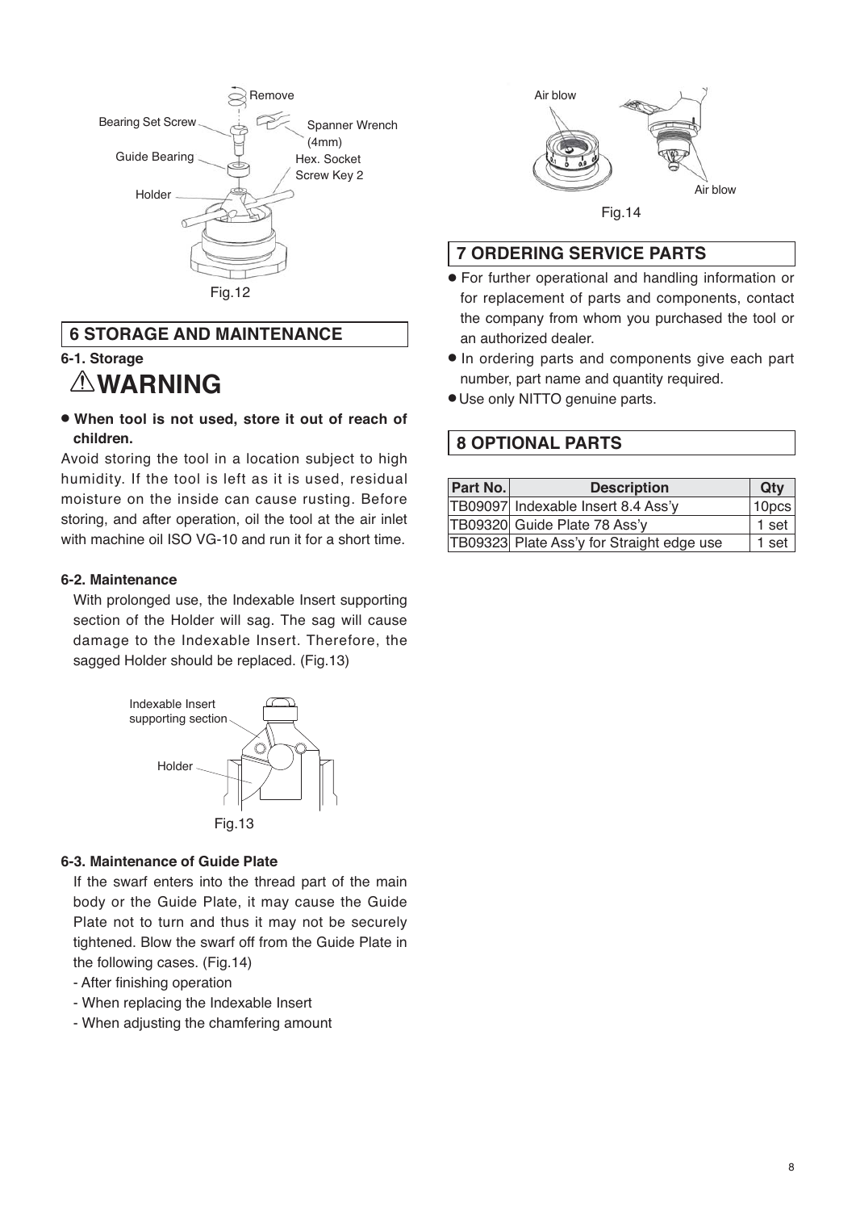Fig.12

## 6 STORAGE AND MAINTENANCE

### 6-1. Storage

⚠**WARNING**

- **When tool is not used, store it out of reach of children.**

Avoid storing the tool in a location subject to high humidity. If the tool is left as it is used, residual moisture on the inside can cause rusting. Before storing, and after operation, oil the tool at the air inlet with machine oil ISO VG-10 and run it for a short time.

### 6-2. Maintenance

With prolonged use, the Indexable Insert supporting section of the Holder will sag. The sag will cause damage to the Indexable Insert. Therefore, the sagged Holder should be replaced. (Fig.13)

Fig.13

### 6-3. Maintenance of Guide Plate

If the swarf enters into the thread part of the main body or the Guide Plate, it may cause the Guide Plate not to turn and thus it may not be securely tightened. Blow the swarf off from the Guide Plate in the following cases. (Fig.14)

- After finishing operation
- When replacing the Indexable Insert
- When adjusting the chamfering amount

Fig.14

## 7 ORDERING SERVICE PARTS

- For further operational and handling information or for replacement of parts and components, contact the company from whom you purchased the tool or an authorized dealer.
- In ordering parts and components give each part number, part name and quantity required.
- Use only NITTO genuine parts.

## 8 OPTIONAL PARTS

| Part No. | Description | Qty |
|---|---|---|
| TB09097 | Indexable Insert 8.4 Ass'y | 10pcs |
| TB09320 | Guide Plate 78 Ass'y | 1 set |
| TB09323 | Plate Ass'y for Straight edge use | 1 set |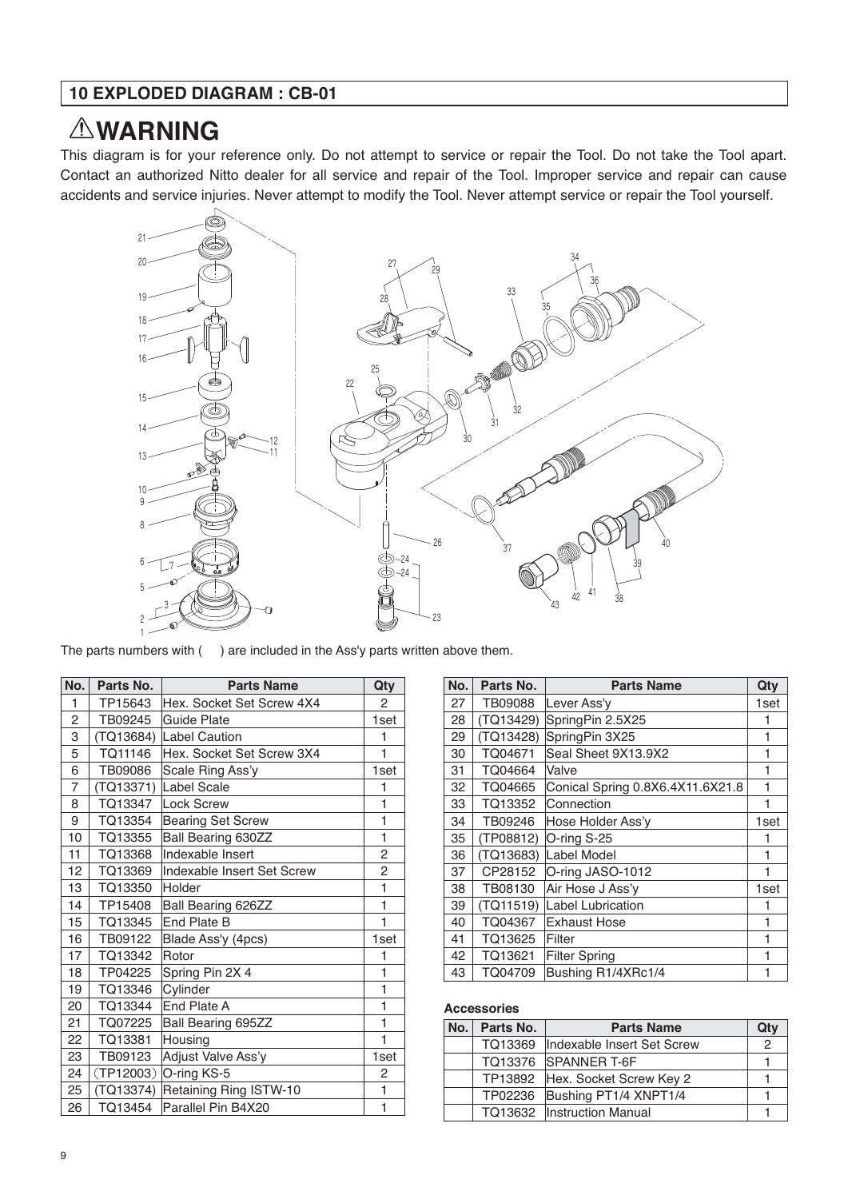## 10 EXPLODED DIAGRAM : CB-01

# ⚠WARNING

This diagram is for your reference only. Do not attempt to service or repair the Tool. Do not take the Tool apart. Contact an authorized Nitto dealer for all service and repair of the Tool. Improper service and repair can cause accidents and service injuries. Never attempt to modify the Tool. Never attempt service or repair the Tool yourself.

The parts numbers with ( ) are included in the Ass'y parts written above them.

| No. | Parts No. | Parts Name | Qty |
|---|---|---|---|
| 1 | TP15643 | Hex. Socket Set Screw 4X4 | 2 |
| 2 | TB09245 | Guide Plate | 1set |
| 3 | (TQ13684) | Label Caution | 1 |
| 5 | TQ11146 | Hex. Socket Set Screw 3X4 | 1 |
| 6 | TB09086 | Scale Ring Ass'y | 1set |
| 7 | (TQ13371) | Label Scale | 1 |
| 8 | TQ13347 | Lock Screw | 1 |
| 9 | TQ13354 | Bearing Set Screw | 1 |
| 10 | TQ13355 | Ball Bearing 630ZZ | 1 |
| 11 | TQ13368 | Indexable Insert | 2 |
| 12 | TQ13369 | Indexable Insert Set Screw | 2 |
| 13 | TQ13350 | Holder | 1 |
| 14 | TP15408 | Ball Bearing 626ZZ | 1 |
| 15 | TQ13345 | End Plate B | 1 |
| 16 | TB09122 | Blade Ass'y (4pcs) | 1set |
| 17 | TQ13342 | Rotor | 1 |
| 18 | TP04225 | Spring Pin 2X 4 | 1 |
| 19 | TQ13346 | Cylinder | 1 |
| 20 | TQ13344 | End Plate A | 1 |
| 21 | TQ07225 | Ball Bearing 695ZZ | 1 |
| 22 | TQ13381 | Housing | 1 |
| 23 | TB09123 | Adjust Valve Ass'y | 1set |
| 24 | (TP12003) | O-ring KS-5 | 2 |
| 25 | (TQ13374) | Retaining Ring ISTW-10 | 1 |
| 26 | TQ13454 | Parallel Pin B4X20 | 1 |

| No. | Parts No. | Parts Name | Qty |
|---|---|---|---|
| 27 | TB09088 | Lever Ass'y | 1set |
| 28 | (TQ13429) | SpringPin 2.5X25 | 1 |
| 29 | (TQ13428) | SpringPin 3X25 | 1 |
| 30 | TQ04671 | Seal Sheet 9X13.9X2 | 1 |
| 31 | TQ04664 | Valve | 1 |
| 32 | TQ04665 | Conical Spring 0.8X6.4X11.6X21.8 | 1 |
| 33 | TQ13352 | Connection | 1 |
| 34 | TB09246 | Hose Holder Ass'y | 1set |
| 35 | (TP08812) | O-ring S-25 | 1 |
| 36 | (TQ13683) | Label Model | 1 |
| 37 | CP28152 | O-ring JASO-1012 | 1 |
| 38 | TB08130 | Air Hose J Ass'y | 1set |
| 39 | (TQ11519) | Label Lubrication | 1 |
| 40 | TQ04367 | Exhaust Hose | 1 |
| 41 | TQ13625 | Filter | 1 |
| 42 | TQ13621 | Filter Spring | 1 |
| 43 | TQ04709 | Bushing R1/4XRc1/4 | 1 |

**Accessories**

| No. | Parts No. | Parts Name | Qty |
|---|---|---|---|
| | TQ13369 | Indexable Insert Set Screw | 2 |
| | TQ13376 | SPANNER T-6F | 1 |
| | TP13892 | Hex. Socket Screw Key 2 | 1 |
| | TP02236 | Bushing PT1/4 XNPT1/4 | 1 |
| | TQ13632 | Instruction Manual | 1 |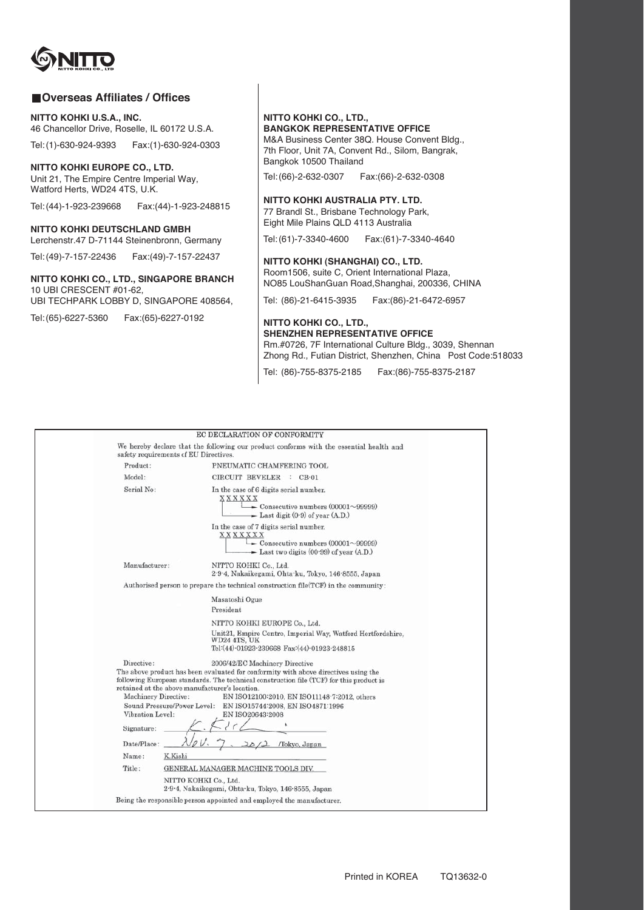## Overseas Affiliates / Offices

**NITTO KOHKI U.S.A., INC.**
46 Chancellor Drive, Roselle, IL 60172 U.S.A.

Tel:(1)-630-924-9393　Fax:(1)-630-924-0303

**NITTO KOHKI EUROPE CO., LTD.**
Unit 21, The Empire Centre Imperial Way,
Watford Herts, WD24 4TS, U.K.

Tel:(44)-1-923-239668　Fax:(44)-1-923-248815

**NITTO KOHKI DEUTSCHLAND GMBH**
Lerchenstr.47 D-71144 Steinenbronn, Germany

Tel:(49)-7-157-22436　Fax:(49)-7-157-22437

**NITTO KOHKI CO., LTD., SINGAPORE BRANCH**
10 UBI CRESCENT #01-62,
UBI TECHPARK LOBBY D, SINGAPORE 408564,

Tel:(65)-6227-5360　Fax:(65)-6227-0192

**NITTO KOHKI CO., LTD.,**
**BANGKOK REPRESENTATIVE OFFICE**
M&A Business Center 38Q. House Convent Bldg.,
7th Floor, Unit 7A, Convent Rd., Silom, Bangrak,
Bangkok 10500 Thailand

Tel:(66)-2-632-0307　Fax:(66)-2-632-0308

**NITTO KOHKI AUSTRALIA PTY. LTD.**
77 Brandl St., Brisbane Technology Park,
Eight Mile Plains QLD 4113 Australia

Tel:(61)-7-3340-4600　Fax:(61)-7-3340-4640

**NITTO KOHKI (SHANGHAI) CO., LTD.**
Room1506, suite C, Orient International Plaza,
NO85 LouShanGuan Road,Shanghai, 200336, CHINA

Tel: (86)-21-6415-3935　Fax:(86)-21-6472-6957

**NITTO KOHKI CO., LTD.,**
**SHENZHEN REPRESENTATIVE OFFICE**
Rm.#0726, 7F International Culture Bldg., 3039, Shennan
Zhong Rd., Futian District, Shenzhen, China　Post Code:518033

Tel: (86)-755-8375-2185　Fax:(86)-755-8375-2187

### EC DECLARATION OF CONFORMITY

We hereby declare that the following our product conforms with the essential health and safety requirements of EU Directives.

Product: PNEUMATIC CHAMFERING TOOL

Model: CIRCUIT BEVELER : CB-01

Serial No: In the case of 6 digits serial number.
X XXXXX
- Consecutive numbers (00001～99999)
- Last digit (0-9) of year (A.D.)

In the case of 7 digits serial number.
XX XXXXX
- Consecutive numbers (00001～99999)
- Last two digits (00-99) of year (A.D.)

Manufacturer: NITTO KOHKI Co., Ltd.
2-9-4, Nakaikegami, Ohta-ku, Tokyo, 146-8555, Japan

Authorised person to prepare the technical construction file(TCF) in the community:

Masatoshi Ogue
President

NITTO KOHKI EUROPE Co., Ltd.
Unit21, Empire Centre, Imperial Way, Watford Hertfordshire, WD24 4TS, UK
Tel:(44)-01923-239668 Fax:(44)-01923-248815

Directive: 2006/42/EC Machinery Directive

The above product has been evaluated for conformity with above directives using the following European standards. The technical construction file (TCF) for this product is retained at the above manufacturer's location.

Machinery Directive: EN ISO12100:2010, EN ISO11148-7:2012, others
Sound Pressure/Power Level: EN ISO15744:2008, EN ISO4871:1996
Vibration Level: EN ISO20643:2008

Signature: K. Kishi

Date/Place: Nov. 7. 2012 /Tokyo, Japan

Name: K.Kishi

Title: GENERAL MANAGER MACHINE TOOLS DIV.

NITTO KOHKI Co., Ltd.
2-9-4, Nakaikegami, Ohta-ku, Tokyo, 146-8555, Japan

Being the responsible person appointed and employed the manufacturer.

Printed in KOREA　TQ13632-0